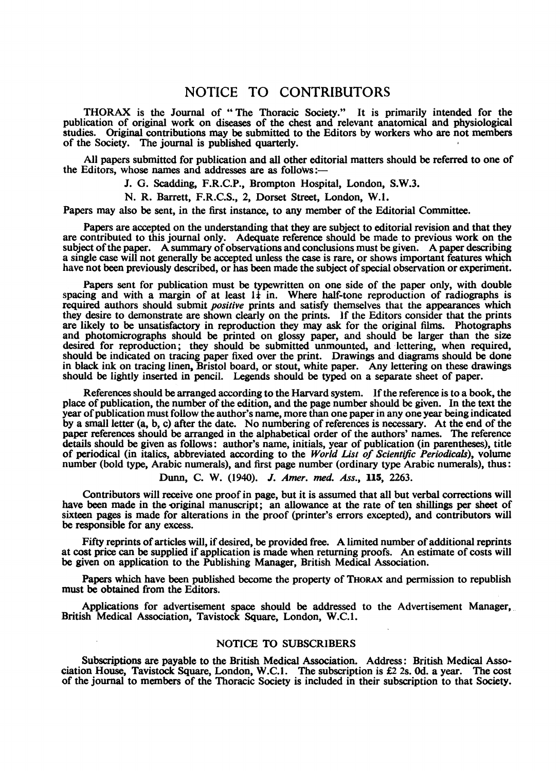# NOTICE TO CONTRIBUTORS

THORAX is the Journal of "The Thoracic Society." It is primarily intended for the publication of original work on diseases of the chest and relevant anatomical and physiological studies. Original contributions may be submitted to the Editors by workers who are not members of the Society. The journal is published quarterly.

All papers submitted for publication and all other editorial matters should be referred to one of the Editors, whose names and addresses are as follows:—

J. G. Scadding, F.R.C.P., Brompton Hospital, London, S.W.3.

N. R. Barrett, F.R.C.S., 2, Dorset Street, London, W.1.

Papers may also be sent, in the first instance, to any member of the Editorial Committee.

Papers are accepted on the understanding that they are subject to editorial revision and that they are contributed to this journal only. Adequate reference should be made to previous work on the subject of the paper. A summary of observations and conclusions must be given. A paper describing a single case will not generally be accepted unless the case is rare, or shows important features which have not been previously described, or has been made the subject of special observation or experiment.

Papers sent for publication must be typewritten on one side of the paper only, with double spacing and with a margin of at least 1¼ in. Where half-tone reproduction of radiographs is required authors should submit *positive* prints and satisfy themselves that the appearances which they desire to demonstrate are shown clearly on the prints. If the Editors consider that the prints are likely to be unsatisfactory in reproduction they may ask for the original films. Photographs and photomicrographs should be printed on glossy paper, and should be larger than the size desired for reproduction; they should be submitted unmounted, and lettering, when required, should be indicated on tracing paper fixed over the print. Drawings and diagrams should be done in black ink on tracing linen, Bristol board, or stout, white paper. Any lettering on these drawings should be lightly inserted in pencil. Legends should be typed on a separate sheet of paper.

References should be arranged according to the Harvard system. If the reference is to a book, the place of publication, the number of the edition, and the page number should be given. In the text the year of publication must follow the author's name, more than one paper in any one year being indicated by a small letter (a, b, c) after the date. No numbering of references is necessary. At the end of the paper references should be arranged in the alphabetical order of the authors' names. The reference details should be given as follows: author's name, initials, year of publication (in parentheses), title of periodical (in italics, abbreviated according to the *World List of Scientific Periodicals*), volume number (bold type, Arabic numerals), and first page number (ordinary type Arabic numerals), thus:

Dunn, C. W. (1940). *J. Amer. med. Ass.*, **115**, 2263.

Contributors will receive one proof in page, but it is assumed that all but verbal corrections will have been made in the original manuscript; an allowance at the rate of ten shillings per sheet of sixteen pages is made for alterations in the proof (printer's errors excepted), and contributors will be responsible for any excess.

Fifty reprints of articles will, if desired, be provided free. A limited number of additional reprints at cost price can be supplied if application is made when returning proofs. An estimate of costs will be given on application to the Publishing Manager, British Medical Association.

Papers which have been published become the property of THORAX and permission to republish must be obtained from the Editors.

Applications for advertisement space should be addressed to the Advertisement Manager, British Medical Association, Tavistock Square, London, W.C.1.

## NOTICE TO SUBSCRIBERS

Subscriptions are payable to the British Medical Association. Address: British Medical Association House, Tavistock Square, London, W.C.1. The subscription is £2 2s. 0d. a year. The cost of the journal to members of the Thoracic Society is included in their subscription to that Society.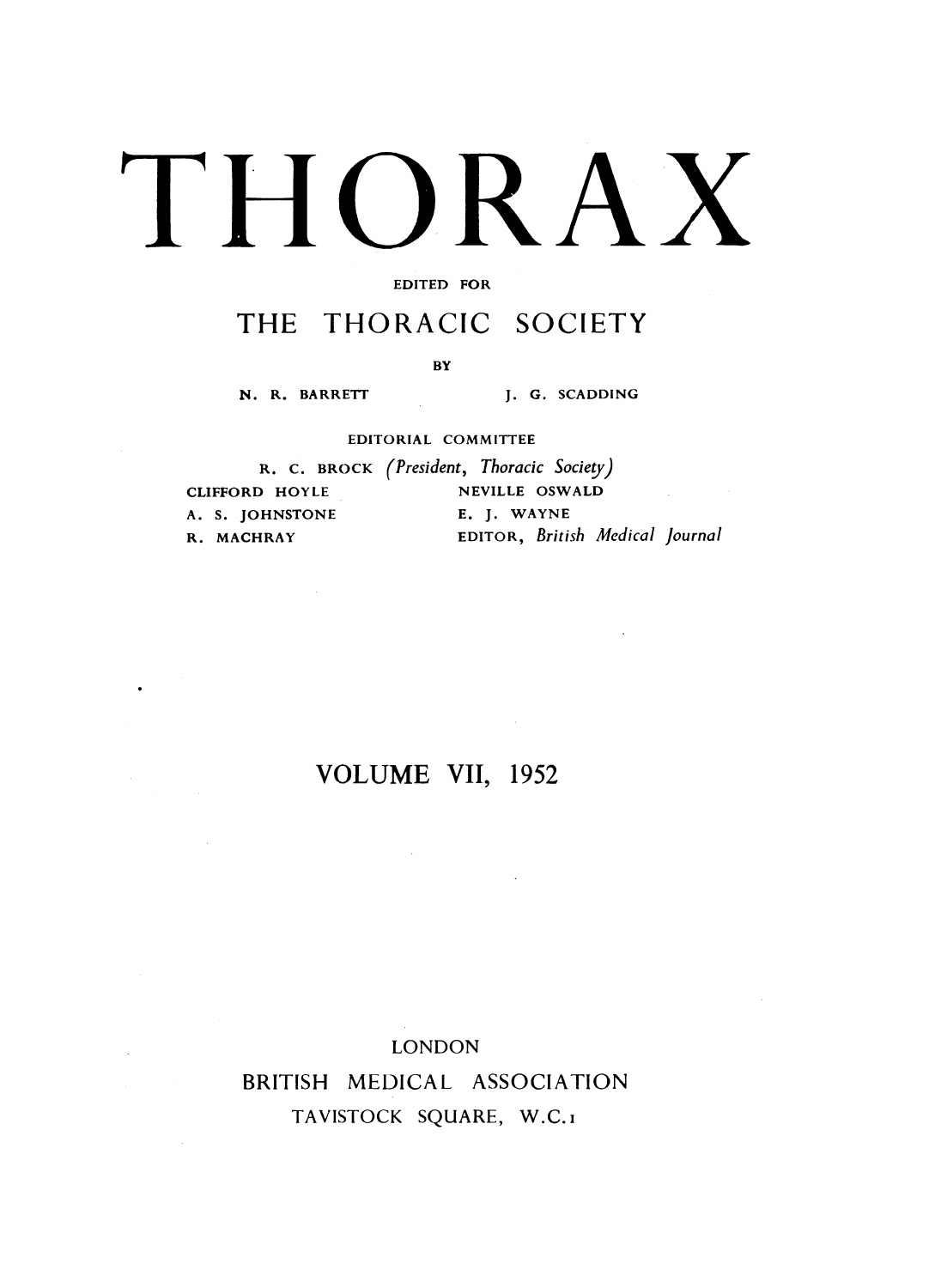# THORAX

EDITED FOR

## THE THORACIC SOCIETY

BY

N. R. BARRETT

J. G. SCADDING

EDITORIAL COMMITTEE

R. C. BROCK (*President, Thoracic Society*)

CLIFFORD HOYLE

A. S. JOHNSTONE

R. MACHRAY

NEVILLE OSWALD

E. J. WAYNE

EDITOR, *British Medical Journal*

## VOLUME VII, 1952

LONDON

BRITISH MEDICAL ASSOCIATION

TAVISTOCK SQUARE, W.C.1